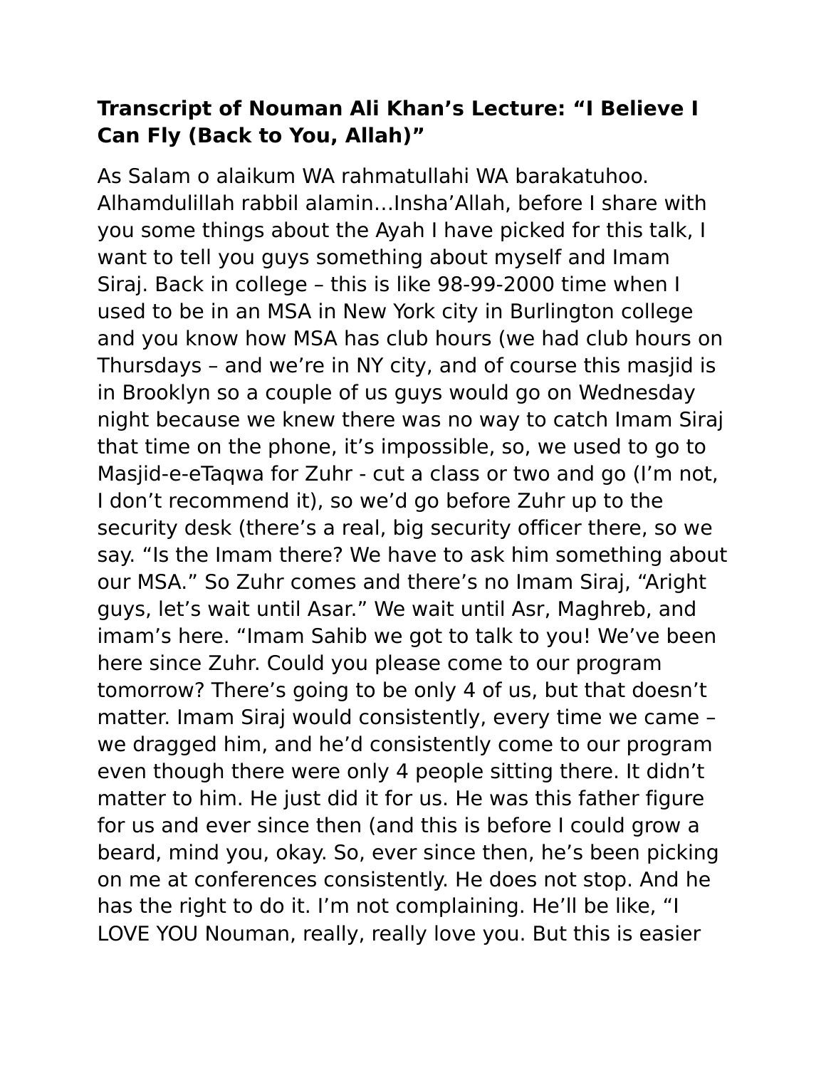**Transcript of Nouman Ali Khan's Lecture: "I Believe I Can Fly (Back to You, Allah)"**

As Salam o alaikum WA rahmatullahi WA barakatuhoo. Alhamdulillah rabbil alamin…Insha'Allah, before I share with you some things about the Ayah I have picked for this talk, I want to tell you guys something about myself and Imam Siraj. Back in college – this is like 98-99-2000 time when I used to be in an MSA in New York city in Burlington college and you know how MSA has club hours (we had club hours on Thursdays – and we're in NY city, and of course this masjid is in Brooklyn so a couple of us guys would go on Wednesday night because we knew there was no way to catch Imam Siraj that time on the phone, it's impossible, so, we used to go to Masjid-e-eTaqwa for Zuhr - cut a class or two and go (I'm not, I don't recommend it), so we'd go before Zuhr up to the security desk (there's a real, big security officer there, so we say. "Is the Imam there? We have to ask him something about our MSA." So Zuhr comes and there's no Imam Siraj, "Aright guys, let's wait until Asar." We wait until Asr, Maghreb, and imam's here. "Imam Sahib we got to talk to you! We've been here since Zuhr. Could you please come to our program tomorrow? There's going to be only 4 of us, but that doesn't matter. Imam Siraj would consistently, every time we came – we dragged him, and he'd consistently come to our program even though there were only 4 people sitting there. It didn't matter to him. He just did it for us. He was this father figure for us and ever since then (and this is before I could grow a beard, mind you, okay. So, ever since then, he's been picking on me at conferences consistently. He does not stop. And he has the right to do it. I'm not complaining. He'll be like, "I LOVE YOU Nouman, really, really love you. But this is easier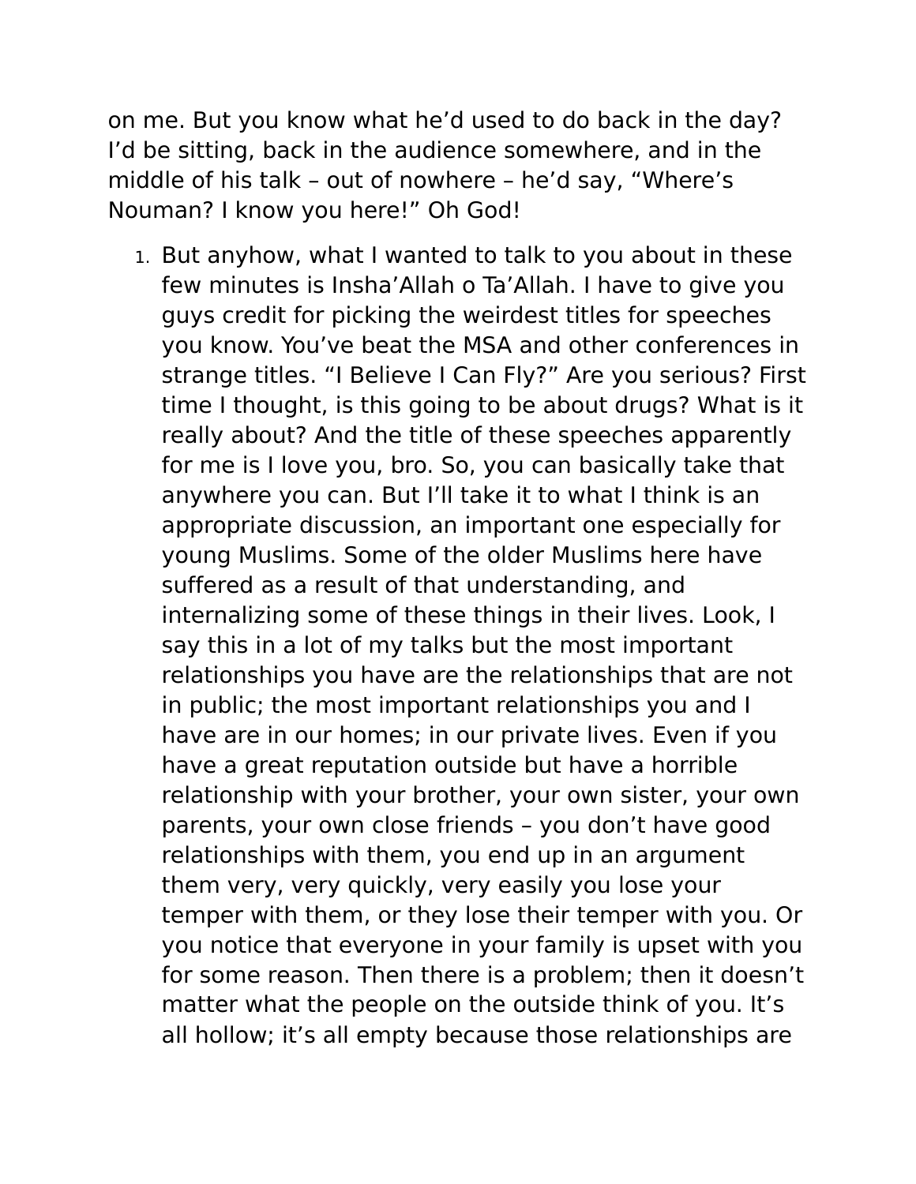on me. But you know what he'd used to do back in the day? I'd be sitting, back in the audience somewhere, and in the middle of his talk – out of nowhere – he'd say, "Where's Nouman? I know you here!" Oh God!

1. But anyhow, what I wanted to talk to you about in these few minutes is Insha'Allah o Ta'Allah. I have to give you guys credit for picking the weirdest titles for speeches you know. You've beat the MSA and other conferences in strange titles. "I Believe I Can Fly?" Are you serious? First time I thought, is this going to be about drugs? What is it really about? And the title of these speeches apparently for me is I love you, bro. So, you can basically take that anywhere you can. But I'll take it to what I think is an appropriate discussion, an important one especially for young Muslims. Some of the older Muslims here have suffered as a result of that understanding, and internalizing some of these things in their lives. Look, I say this in a lot of my talks but the most important relationships you have are the relationships that are not in public; the most important relationships you and I have are in our homes; in our private lives. Even if you have a great reputation outside but have a horrible relationship with your brother, your own sister, your own parents, your own close friends – you don't have good relationships with them, you end up in an argument them very, very quickly, very easily you lose your temper with them, or they lose their temper with you. Or you notice that everyone in your family is upset with you for some reason. Then there is a problem; then it doesn't matter what the people on the outside think of you. It's all hollow; it's all empty because those relationships are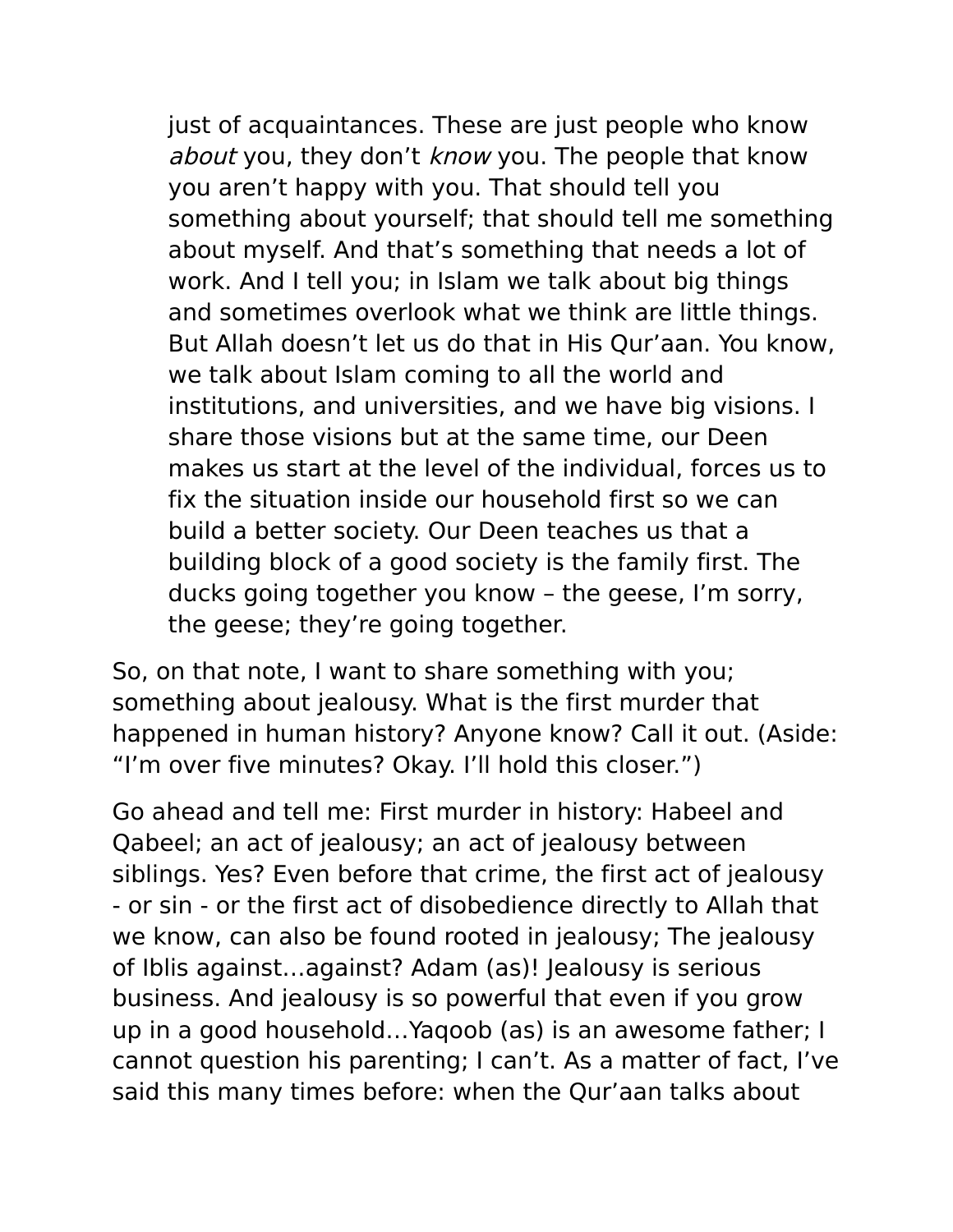just of acquaintances. These are just people who know *about* you, they don't *know* you. The people that know you aren't happy with you. That should tell you something about yourself; that should tell me something about myself. And that's something that needs a lot of work. And I tell you; in Islam we talk about big things and sometimes overlook what we think are little things. But Allah doesn't let us do that in His Qur'aan. You know, we talk about Islam coming to all the world and institutions, and universities, and we have big visions. I share those visions but at the same time, our Deen makes us start at the level of the individual, forces us to fix the situation inside our household first so we can build a better society. Our Deen teaches us that a building block of a good society is the family first. The ducks going together you know – the geese, I'm sorry, the geese; they're going together.

So, on that note, I want to share something with you; something about jealousy. What is the first murder that happened in human history? Anyone know? Call it out. (Aside: "I'm over five minutes? Okay. I'll hold this closer.")

Go ahead and tell me: First murder in history: Habeel and Qabeel; an act of jealousy; an act of jealousy between siblings. Yes? Even before that crime, the first act of jealousy - or sin - or the first act of disobedience directly to Allah that we know, can also be found rooted in jealousy; The jealousy of Iblis against…against? Adam (as)! Jealousy is serious business. And jealousy is so powerful that even if you grow up in a good household…Yaqoob (as) is an awesome father; I cannot question his parenting; I can't. As a matter of fact, I've said this many times before: when the Qur'aan talks about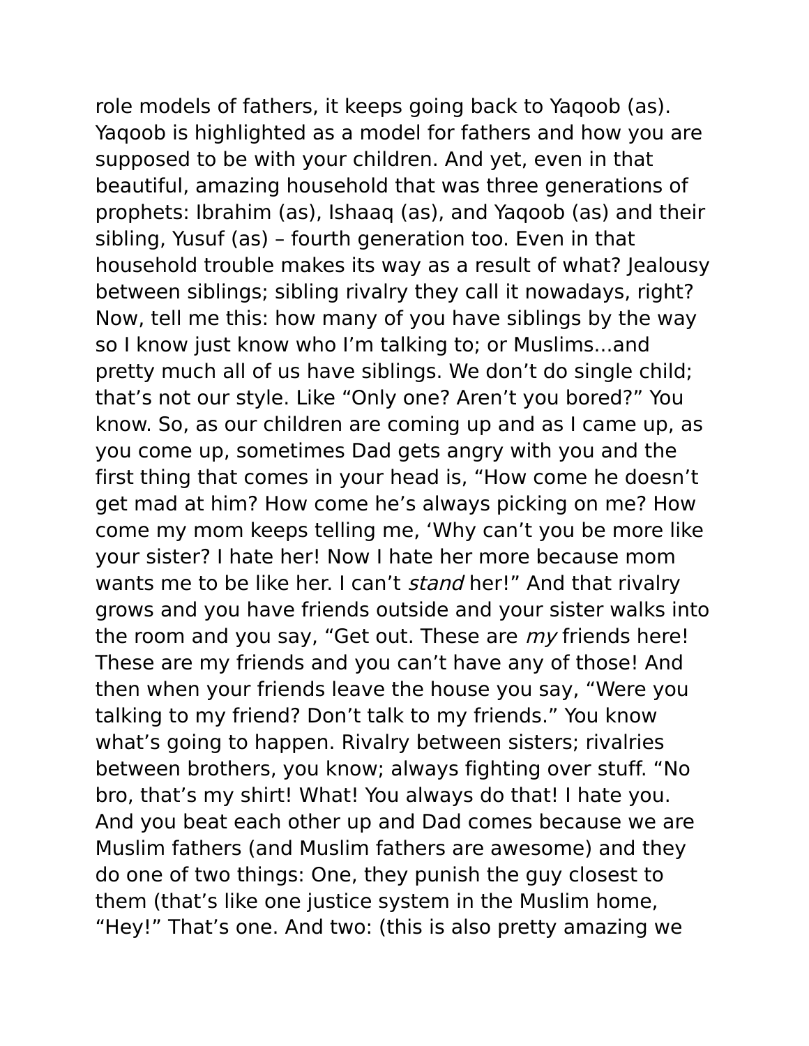role models of fathers, it keeps going back to Yaqoob (as). Yaqoob is highlighted as a model for fathers and how you are supposed to be with your children. And yet, even in that beautiful, amazing household that was three generations of prophets: Ibrahim (as), Ishaaq (as), and Yaqoob (as) and their sibling, Yusuf (as) – fourth generation too. Even in that household trouble makes its way as a result of what? Jealousy between siblings; sibling rivalry they call it nowadays, right? Now, tell me this: how many of you have siblings by the way so I know just know who I'm talking to; or Muslims...and pretty much all of us have siblings. We don't do single child; that's not our style. Like "Only one? Aren't you bored?" You know. So, as our children are coming up and as I came up, as you come up, sometimes Dad gets angry with you and the first thing that comes in your head is, "How come he doesn't get mad at him? How come he's always picking on me? How come my mom keeps telling me, 'Why can't you be more like your sister? I hate her! Now I hate her more because mom wants me to be like her. I can't *stand* her!" And that rivalry grows and you have friends outside and your sister walks into the room and you say, "Get out. These are *my* friends here! These are my friends and you can't have any of those! And then when your friends leave the house you say, "Were you talking to my friend? Don't talk to my friends." You know what's going to happen. Rivalry between sisters; rivalries between brothers, you know; always fighting over stuff. "No bro, that's my shirt! What! You always do that! I hate you. And you beat each other up and Dad comes because we are Muslim fathers (and Muslim fathers are awesome) and they do one of two things: One, they punish the guy closest to them (that's like one justice system in the Muslim home, "Hey!" That's one. And two: (this is also pretty amazing we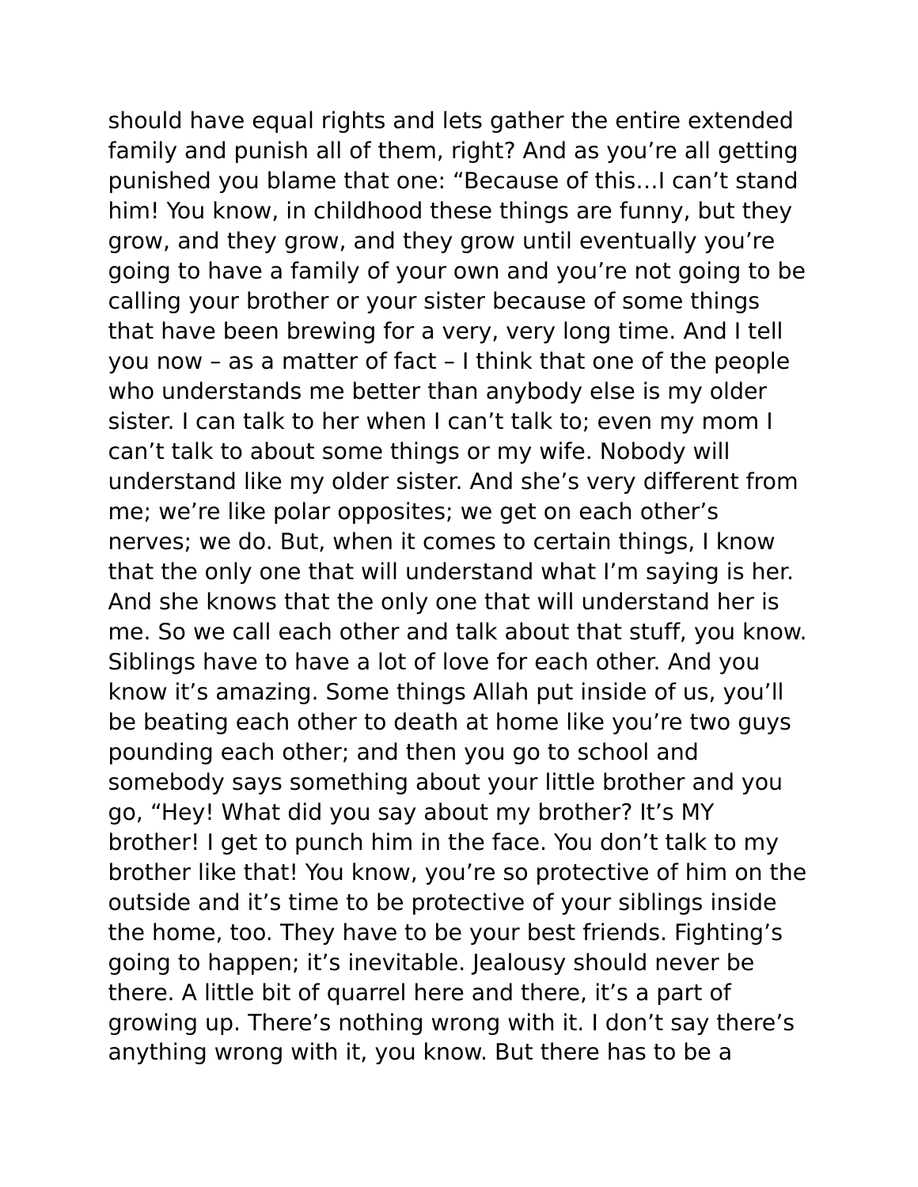should have equal rights and lets gather the entire extended family and punish all of them, right? And as you're all getting punished you blame that one: "Because of this…I can't stand him! You know, in childhood these things are funny, but they grow, and they grow, and they grow until eventually you're going to have a family of your own and you're not going to be calling your brother or your sister because of some things that have been brewing for a very, very long time. And I tell you now – as a matter of fact – I think that one of the people who understands me better than anybody else is my older sister. I can talk to her when I can't talk to; even my mom I can't talk to about some things or my wife. Nobody will understand like my older sister. And she's very different from me; we're like polar opposites; we get on each other's nerves; we do. But, when it comes to certain things, I know that the only one that will understand what I'm saying is her. And she knows that the only one that will understand her is me. So we call each other and talk about that stuff, you know. Siblings have to have a lot of love for each other. And you know it's amazing. Some things Allah put inside of us, you'll be beating each other to death at home like you're two guys pounding each other; and then you go to school and somebody says something about your little brother and you go, "Hey! What did you say about my brother? It's MY brother! I get to punch him in the face. You don't talk to my brother like that! You know, you're so protective of him on the outside and it's time to be protective of your siblings inside the home, too. They have to be your best friends. Fighting's going to happen; it's inevitable. Jealousy should never be there. A little bit of quarrel here and there, it's a part of growing up. There's nothing wrong with it. I don't say there's anything wrong with it, you know. But there has to be a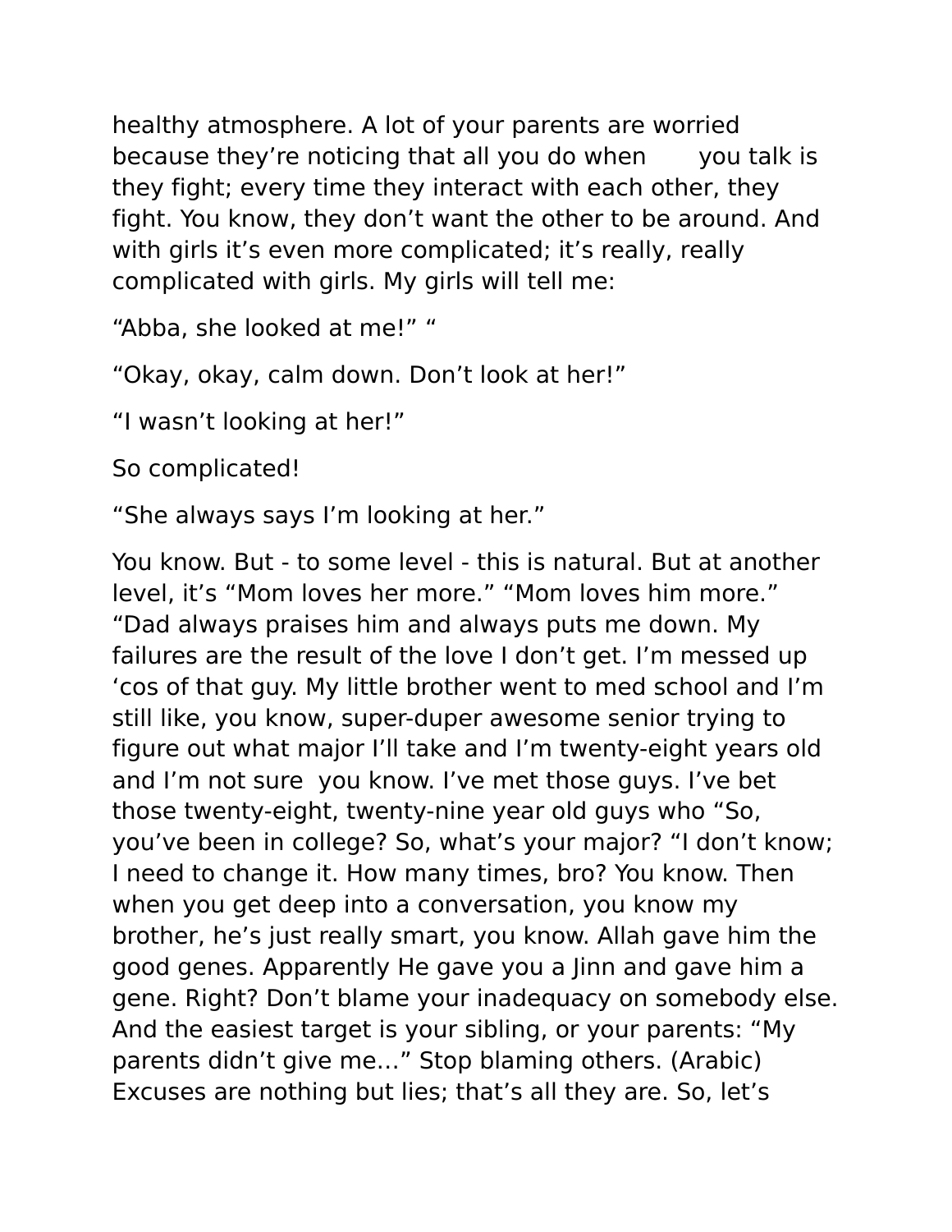healthy atmosphere. A lot of your parents are worried because they're noticing that all you do when you talk is they fight; every time they interact with each other, they fight. You know, they don't want the other to be around. And with girls it's even more complicated; it's really, really complicated with girls. My girls will tell me:

"Abba, she looked at me!" "

"Okay, okay, calm down. Don't look at her!"

"I wasn't looking at her!"

So complicated!

"She always says I'm looking at her."

You know. But - to some level - this is natural. But at another level, it's "Mom loves her more." "Mom loves him more." "Dad always praises him and always puts me down. My failures are the result of the love I don't get. I'm messed up 'cos of that guy. My little brother went to med school and I'm still like, you know, super-duper awesome senior trying to figure out what major I'll take and I'm twenty-eight years old and I'm not sure you know. I've met those guys. I've bet those twenty-eight, twenty-nine year old guys who "So, you've been in college? So, what's your major? "I don't know; I need to change it. How many times, bro? You know. Then when you get deep into a conversation, you know my brother, he's just really smart, you know. Allah gave him the good genes. Apparently He gave you a Jinn and gave him a gene. Right? Don't blame your inadequacy on somebody else. And the easiest target is your sibling, or your parents: "My parents didn't give me…" Stop blaming others. (Arabic) Excuses are nothing but lies; that's all they are. So, let's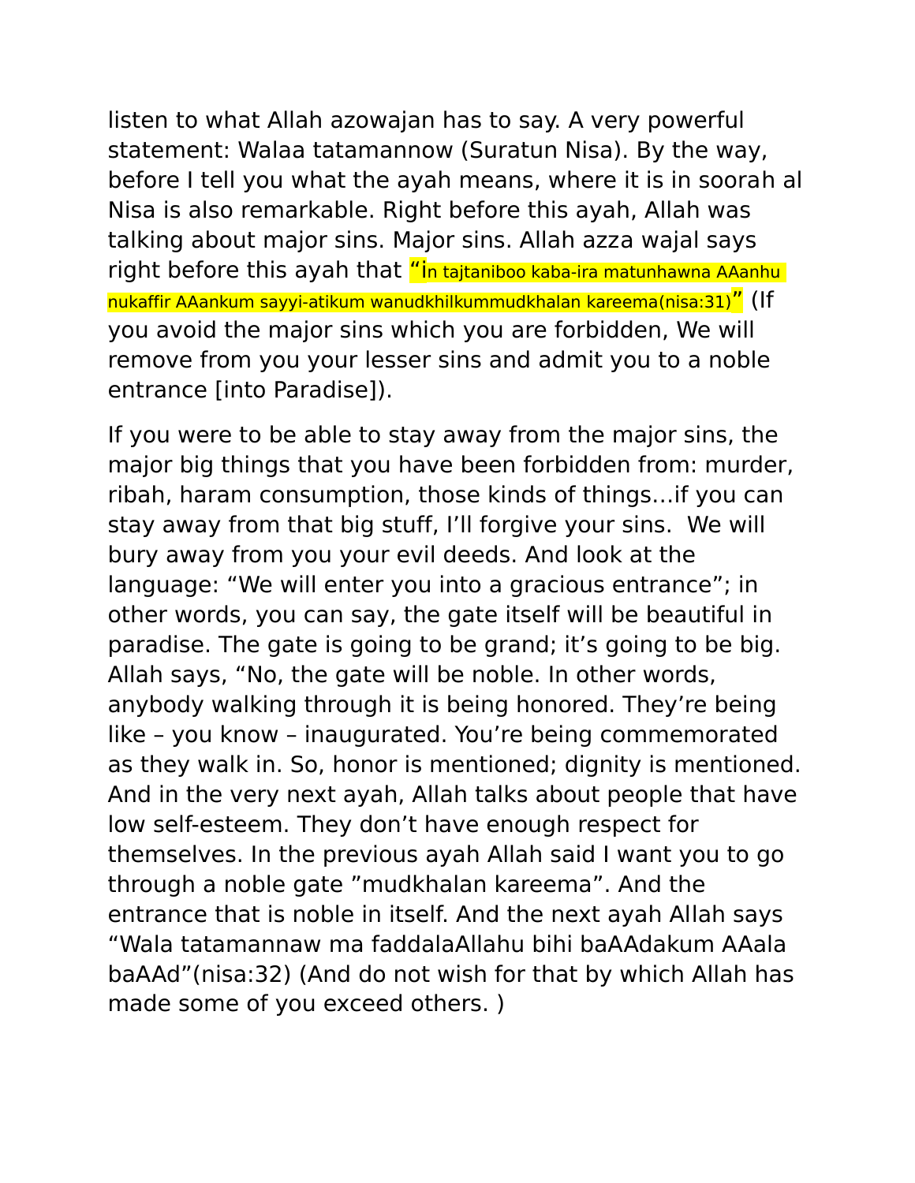listen to what Allah azowajan has to say. A very powerful statement: Walaa tatamannow (Suratun Nisa). By the way, before I tell you what the ayah means, where it is in soorah al Nisa is also remarkable. Right before this ayah, Allah was talking about major sins. Major sins. Allah azza wajal says right before this ayah that "In tajtaniboo kaba-ira matunhawna AAanhu nukaffir AAankum sayyi-atikum wanudkhilkummudkhalan kareema(nisa:31)" (If you avoid the major sins which you are forbidden, We will remove from you your lesser sins and admit you to a noble entrance [into Paradise]).

If you were to be able to stay away from the major sins, the major big things that you have been forbidden from: murder, ribah, haram consumption, those kinds of things…if you can stay away from that big stuff, I'll forgive your sins.  We will bury away from you your evil deeds. And look at the language: "We will enter you into a gracious entrance"; in other words, you can say, the gate itself will be beautiful in paradise. The gate is going to be grand; it's going to be big. Allah says, "No, the gate will be noble. In other words, anybody walking through it is being honored. They're being like – you know – inaugurated. You're being commemorated as they walk in. So, honor is mentioned; dignity is mentioned. And in the very next ayah, Allah talks about people that have low self-esteem. They don't have enough respect for themselves. In the previous ayah Allah said I want you to go through a noble gate "mudkhalan kareema". And the entrance that is noble in itself. And the next ayah Allah says "Wala tatamannaw ma faddalaAllahu bihi baAAdakum AAala baAAd"(nisa:32) (And do not wish for that by which Allah has made some of you exceed others. )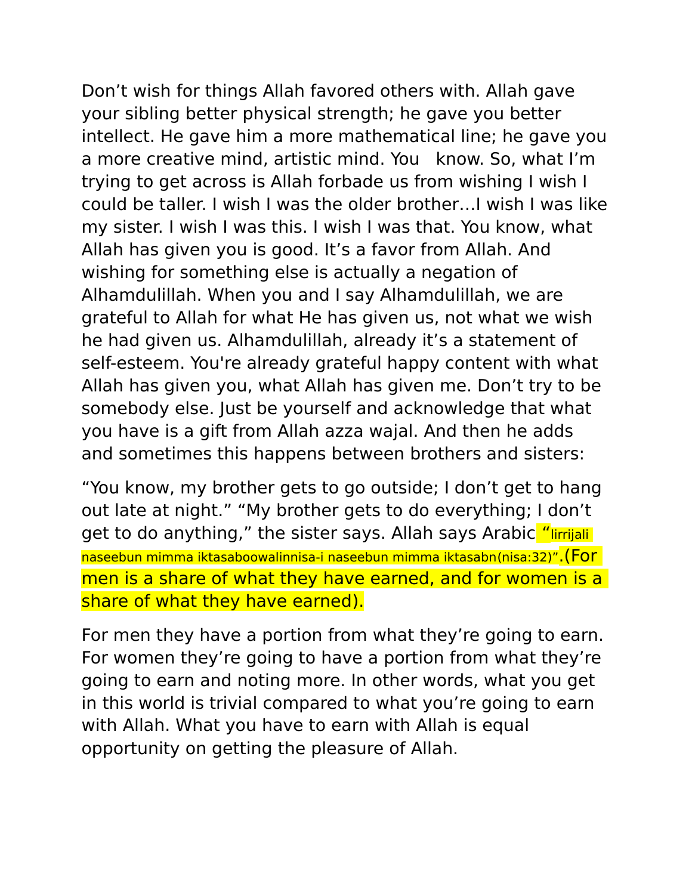Don’t wish for things Allah favored others with. Allah gave your sibling better physical strength; he gave you better intellect. He gave him a more mathematical line; he gave you a more creative mind, artistic mind. You  know. So, what I’m trying to get across is Allah forbade us from wishing I wish I could be taller. I wish I was the older brother…I wish I was like my sister. I wish I was this. I wish I was that. You know, what Allah has given you is good. It’s a favor from Allah. And wishing for something else is actually a negation of Alhamdulillah. When you and I say Alhamdulillah, we are grateful to Allah for what He has given us, not what we wish he had given us. Alhamdulillah, already it’s a statement of self-esteem. You're already grateful happy content with what Allah has given you, what Allah has given me. Don’t try to be somebody else. Just be yourself and acknowledge that what you have is a gift from Allah azza wajal. And then he adds and sometimes this happens between brothers and sisters:

“You know, my brother gets to go outside; I don’t get to hang out late at night.” “My brother gets to do everything; I don’t get to do anything,” the sister says. Allah says Arabic “lirrijali naseebun mimma iktasaboowalinnisa-i naseebun mimma iktasabn(nisa:32)”.(For men is a share of what they have earned, and for women is a share of what they have earned).

For men they have a portion from what they’re going to earn. For women they’re going to have a portion from what they’re going to earn and noting more. In other words, what you get in this world is trivial compared to what you’re going to earn with Allah. What you have to earn with Allah is equal opportunity on getting the pleasure of Allah.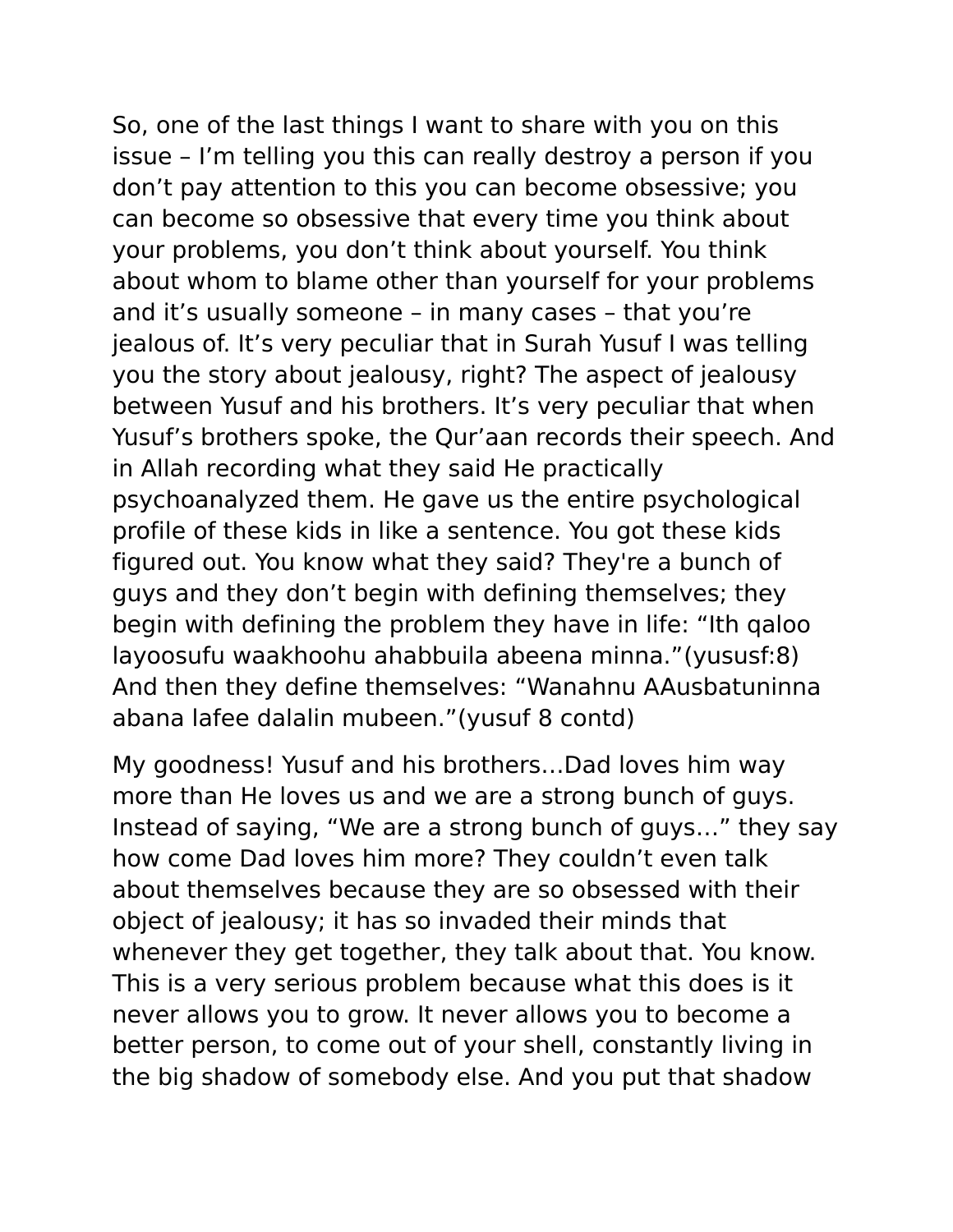So, one of the last things I want to share with you on this issue – I'm telling you this can really destroy a person if you don't pay attention to this you can become obsessive; you can become so obsessive that every time you think about your problems, you don't think about yourself. You think about whom to blame other than yourself for your problems and it's usually someone – in many cases – that you're jealous of. It's very peculiar that in Surah Yusuf I was telling you the story about jealousy, right? The aspect of jealousy between Yusuf and his brothers. It's very peculiar that when Yusuf's brothers spoke, the Qur'aan records their speech. And in Allah recording what they said He practically psychoanalyzed them. He gave us the entire psychological profile of these kids in like a sentence. You got these kids figured out. You know what they said? They're a bunch of guys and they don't begin with defining themselves; they begin with defining the problem they have in life: "Ith qaloo layoosufu waakhoohu ahabbuila abeena minna."(yususf:8) And then they define themselves: "Wanahnu AAusbatuninna abana lafee dalalin mubeen."(yusuf 8 contd)

My goodness! Yusuf and his brothers…Dad loves him way more than He loves us and we are a strong bunch of guys. Instead of saying, "We are a strong bunch of guys…" they say how come Dad loves him more? They couldn't even talk about themselves because they are so obsessed with their object of jealousy; it has so invaded their minds that whenever they get together, they talk about that. You know. This is a very serious problem because what this does is it never allows you to grow. It never allows you to become a better person, to come out of your shell, constantly living in the big shadow of somebody else. And you put that shadow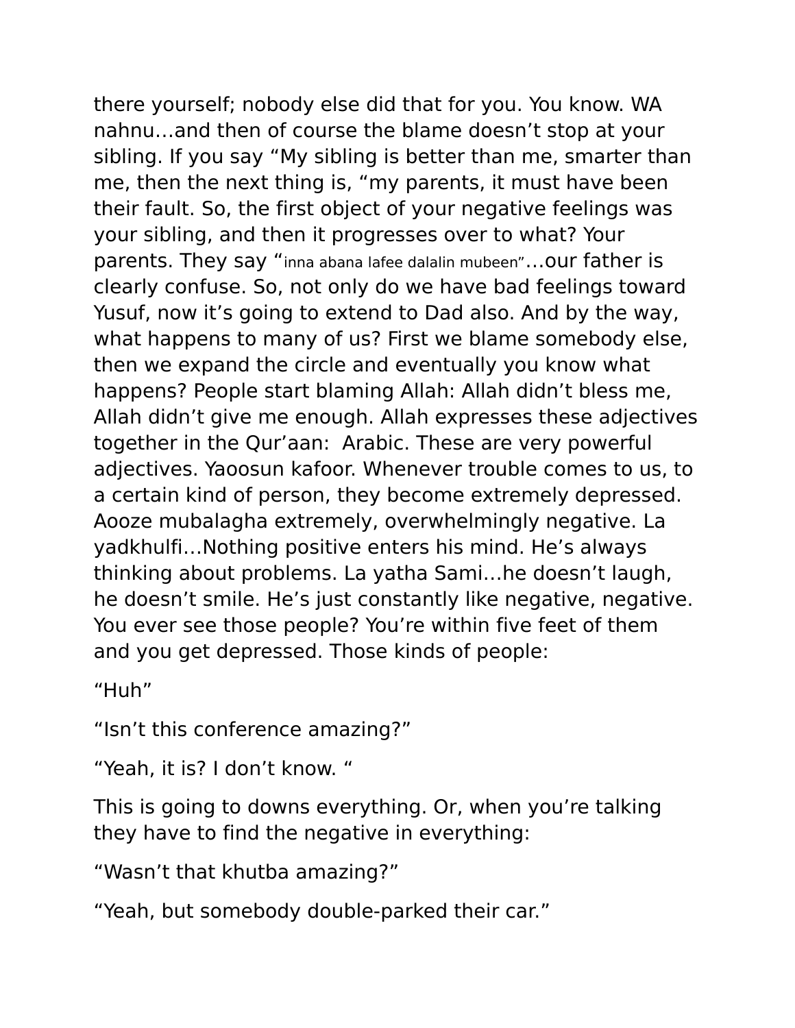there yourself; nobody else did that for you. You know. WA nahnu…and then of course the blame doesn't stop at your sibling. If you say "My sibling is better than me, smarter than me, then the next thing is, "my parents, it must have been their fault. So, the first object of your negative feelings was your sibling, and then it progresses over to what? Your parents. They say "inna abana lafee dalalin mubeen"…our father is clearly confuse. So, not only do we have bad feelings toward Yusuf, now it's going to extend to Dad also. And by the way, what happens to many of us? First we blame somebody else, then we expand the circle and eventually you know what happens? People start blaming Allah: Allah didn't bless me, Allah didn't give me enough. Allah expresses these adjectives together in the Qur'aan:  Arabic. These are very powerful adjectives. Yaoosun kafoor. Whenever trouble comes to us, to a certain kind of person, they become extremely depressed. Aooze mubalagha extremely, overwhelmingly negative. La yadkhulfi…Nothing positive enters his mind. He's always thinking about problems. La yatha Sami…he doesn't laugh, he doesn't smile. He's just constantly like negative, negative. You ever see those people? You're within five feet of them and you get depressed. Those kinds of people:

"Huh"

"Isn't this conference amazing?"

"Yeah, it is? I don't know. "

This is going to downs everything. Or, when you're talking they have to find the negative in everything:

"Wasn't that khutba amazing?"

"Yeah, but somebody double-parked their car."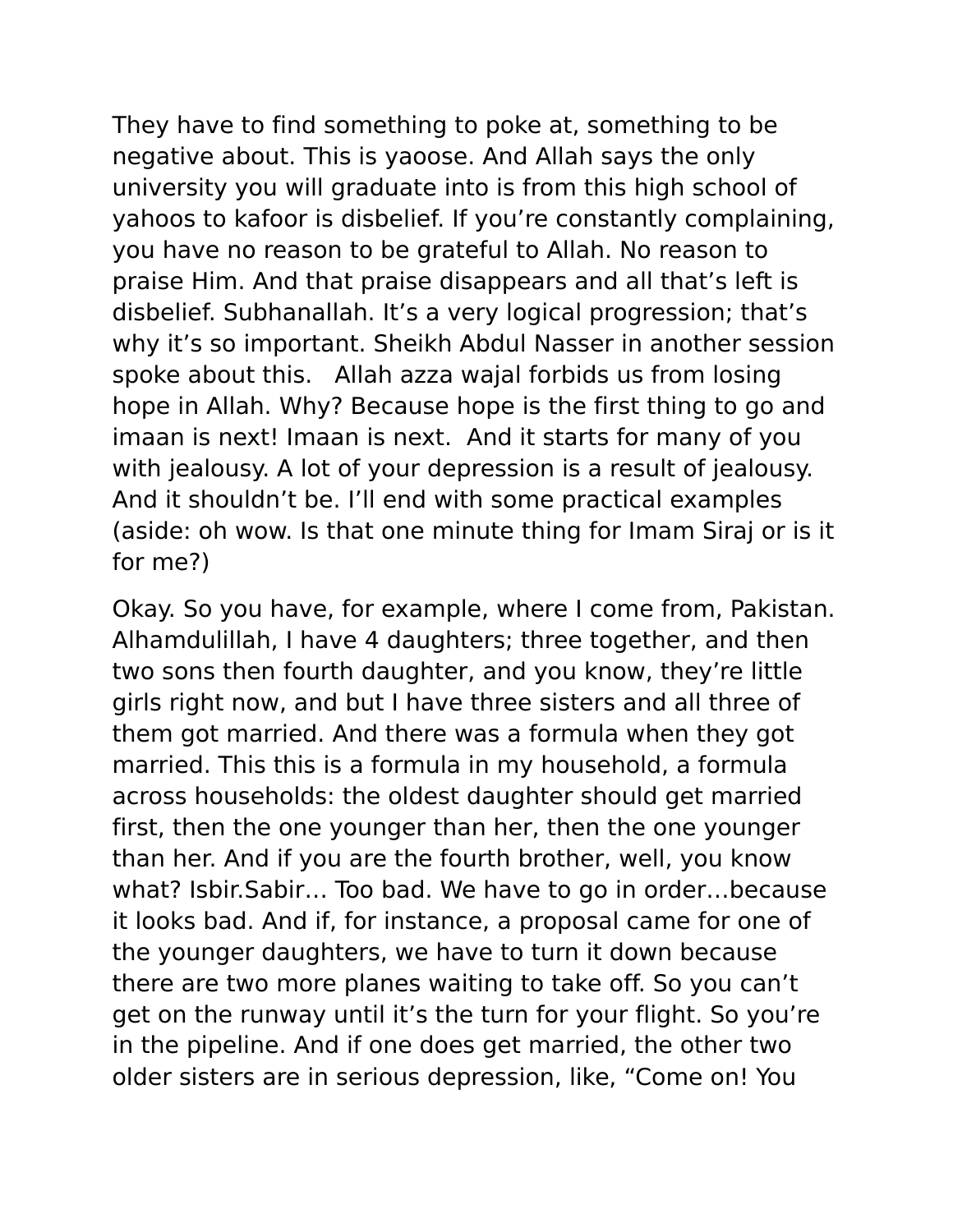They have to find something to poke at, something to be negative about. This is yaoose. And Allah says the only university you will graduate into is from this high school of yahoos to kafoor is disbelief. If you're constantly complaining, you have no reason to be grateful to Allah. No reason to praise Him. And that praise disappears and all that's left is disbelief. Subhanallah. It's a very logical progression; that's why it's so important. Sheikh Abdul Nasser in another session spoke about this.   Allah azza wajal forbids us from losing hope in Allah. Why? Because hope is the first thing to go and imaan is next! Imaan is next.  And it starts for many of you with jealousy. A lot of your depression is a result of jealousy. And it shouldn't be. I'll end with some practical examples (aside: oh wow. Is that one minute thing for Imam Siraj or is it for me?)

Okay. So you have, for example, where I come from, Pakistan. Alhamdulillah, I have 4 daughters; three together, and then two sons then fourth daughter, and you know, they're little girls right now, and but I have three sisters and all three of them got married. And there was a formula when they got married. This this is a formula in my household, a formula across households: the oldest daughter should get married first, then the one younger than her, then the one younger than her. And if you are the fourth brother, well, you know what? Isbir.Sabir… Too bad. We have to go in order…because it looks bad. And if, for instance, a proposal came for one of the younger daughters, we have to turn it down because there are two more planes waiting to take off. So you can't get on the runway until it's the turn for your flight. So you're in the pipeline. And if one does get married, the other two older sisters are in serious depression, like, "Come on! You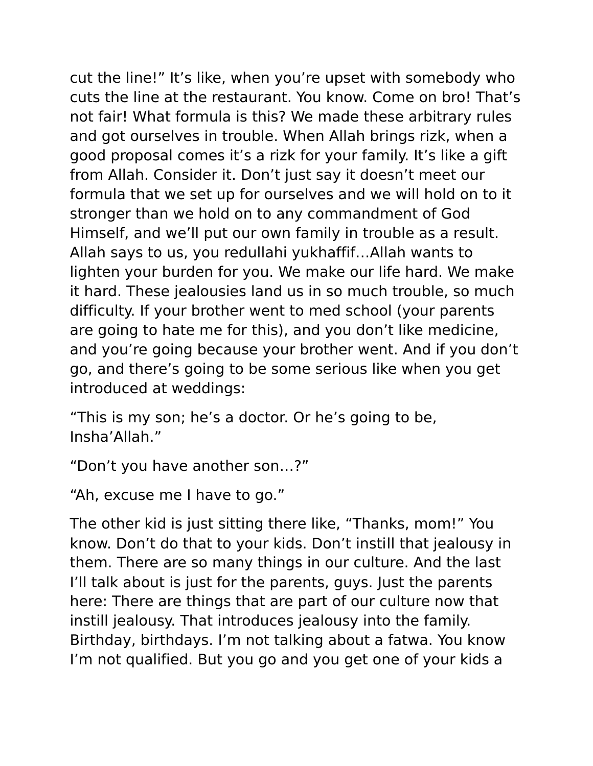cut the line!" It's like, when you're upset with somebody who cuts the line at the restaurant. You know. Come on bro! That's not fair! What formula is this? We made these arbitrary rules and got ourselves in trouble. When Allah brings rizk, when a good proposal comes it's a rizk for your family. It's like a gift from Allah. Consider it. Don't just say it doesn't meet our formula that we set up for ourselves and we will hold on to it stronger than we hold on to any commandment of God Himself, and we'll put our own family in trouble as a result. Allah says to us, you redullahi yukhaffif…Allah wants to lighten your burden for you. We make our life hard. We make it hard. These jealousies land us in so much trouble, so much difficulty. If your brother went to med school (your parents are going to hate me for this), and you don't like medicine, and you're going because your brother went. And if you don't go, and there's going to be some serious like when you get introduced at weddings:

"This is my son; he's a doctor. Or he's going to be, Insha'Allah."

"Don't you have another son…?"

"Ah, excuse me I have to go."

The other kid is just sitting there like, "Thanks, mom!" You know. Don't do that to your kids. Don't instill that jealousy in them. There are so many things in our culture. And the last I'll talk about is just for the parents, guys. Just the parents here: There are things that are part of our culture now that instill jealousy. That introduces jealousy into the family. Birthday, birthdays. I'm not talking about a fatwa. You know I'm not qualified. But you go and you get one of your kids a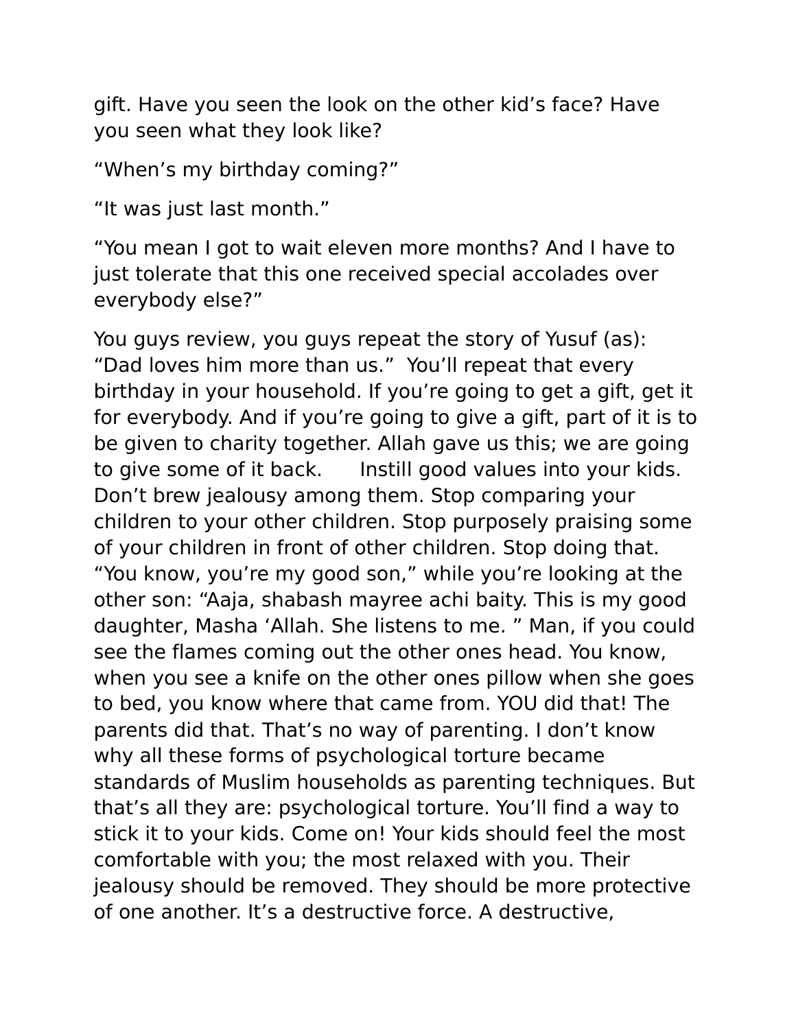gift. Have you seen the look on the other kid's face? Have you seen what they look like?

"When's my birthday coming?"

"It was just last month."

"You mean I got to wait eleven more months? And I have to just tolerate that this one received special accolades over everybody else?"

You guys review, you guys repeat the story of Yusuf (as): "Dad loves him more than us." You'll repeat that every birthday in your household. If you're going to get a gift, get it for everybody. And if you're going to give a gift, part of it is to be given to charity together. Allah gave us this; we are going to give some of it back. Instill good values into your kids. Don't brew jealousy among them. Stop comparing your children to your other children. Stop purposely praising some of your children in front of other children. Stop doing that. "You know, you're my good son," while you're looking at the other son: "Aaja, shabash mayree achi baity. This is my good daughter, Masha 'Allah. She listens to me. " Man, if you could see the flames coming out the other ones head. You know, when you see a knife on the other ones pillow when she goes to bed, you know where that came from. YOU did that! The parents did that. That's no way of parenting. I don't know why all these forms of psychological torture became standards of Muslim households as parenting techniques. But that's all they are: psychological torture. You'll find a way to stick it to your kids. Come on! Your kids should feel the most comfortable with you; the most relaxed with you. Their jealousy should be removed. They should be more protective of one another. It's a destructive force. A destructive,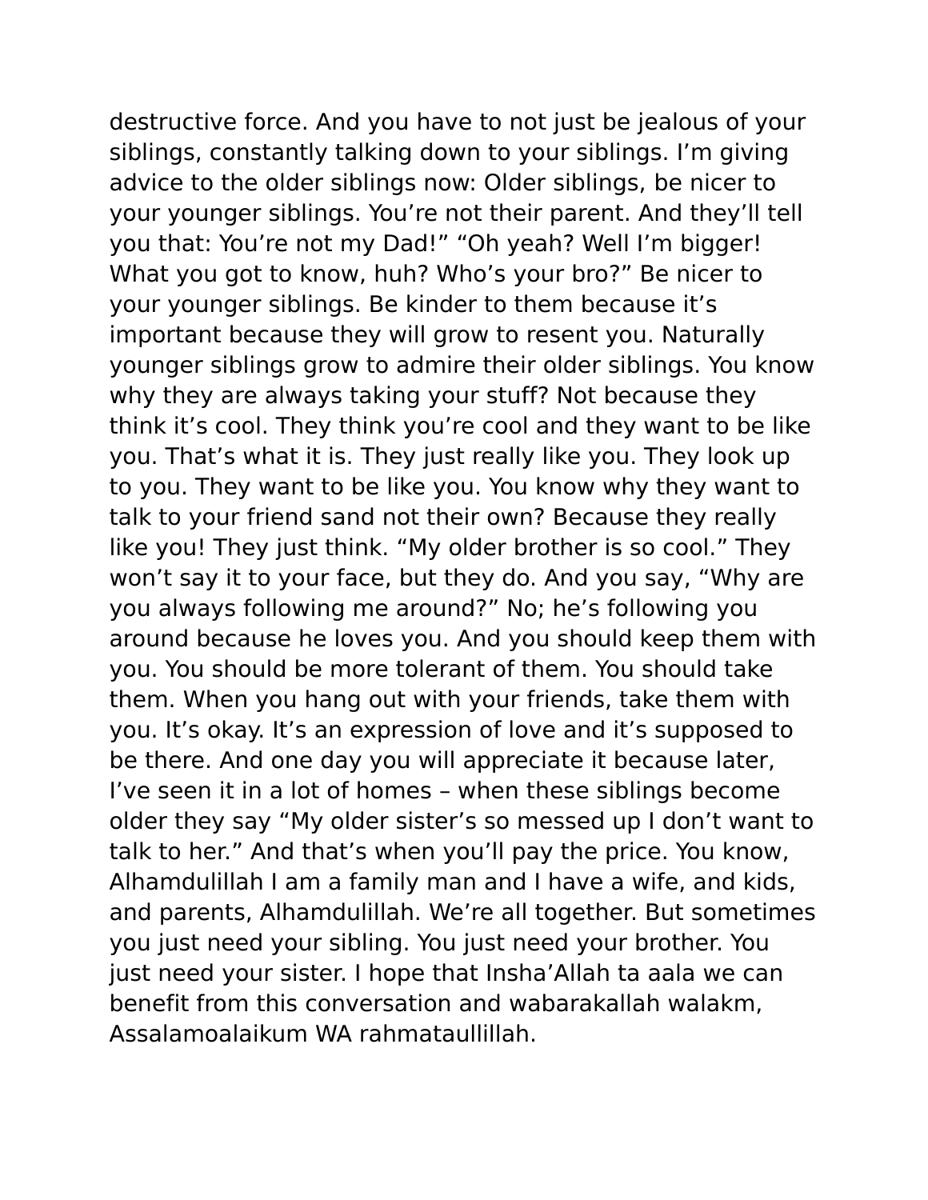destructive force. And you have to not just be jealous of your siblings, constantly talking down to your siblings. I'm giving advice to the older siblings now: Older siblings, be nicer to your younger siblings. You're not their parent. And they'll tell you that: You're not my Dad!" "Oh yeah? Well I'm bigger! What you got to know, huh? Who's your bro?" Be nicer to your younger siblings. Be kinder to them because it's important because they will grow to resent you. Naturally younger siblings grow to admire their older siblings. You know why they are always taking your stuff? Not because they think it's cool. They think you're cool and they want to be like you. That's what it is. They just really like you. They look up to you. They want to be like you. You know why they want to talk to your friend sand not their own? Because they really like you! They just think. "My older brother is so cool." They won't say it to your face, but they do. And you say, "Why are you always following me around?" No; he's following you around because he loves you. And you should keep them with you. You should be more tolerant of them. You should take them. When you hang out with your friends, take them with you. It's okay. It's an expression of love and it's supposed to be there. And one day you will appreciate it because later, I've seen it in a lot of homes – when these siblings become older they say "My older sister's so messed up I don't want to talk to her." And that's when you'll pay the price. You know, Alhamdulillah I am a family man and I have a wife, and kids, and parents, Alhamdulillah. We're all together. But sometimes you just need your sibling. You just need your brother. You just need your sister. I hope that Insha'Allah ta aala we can benefit from this conversation and wabarakallah walakm, Assalamoalaikum WA rahmataullillah.